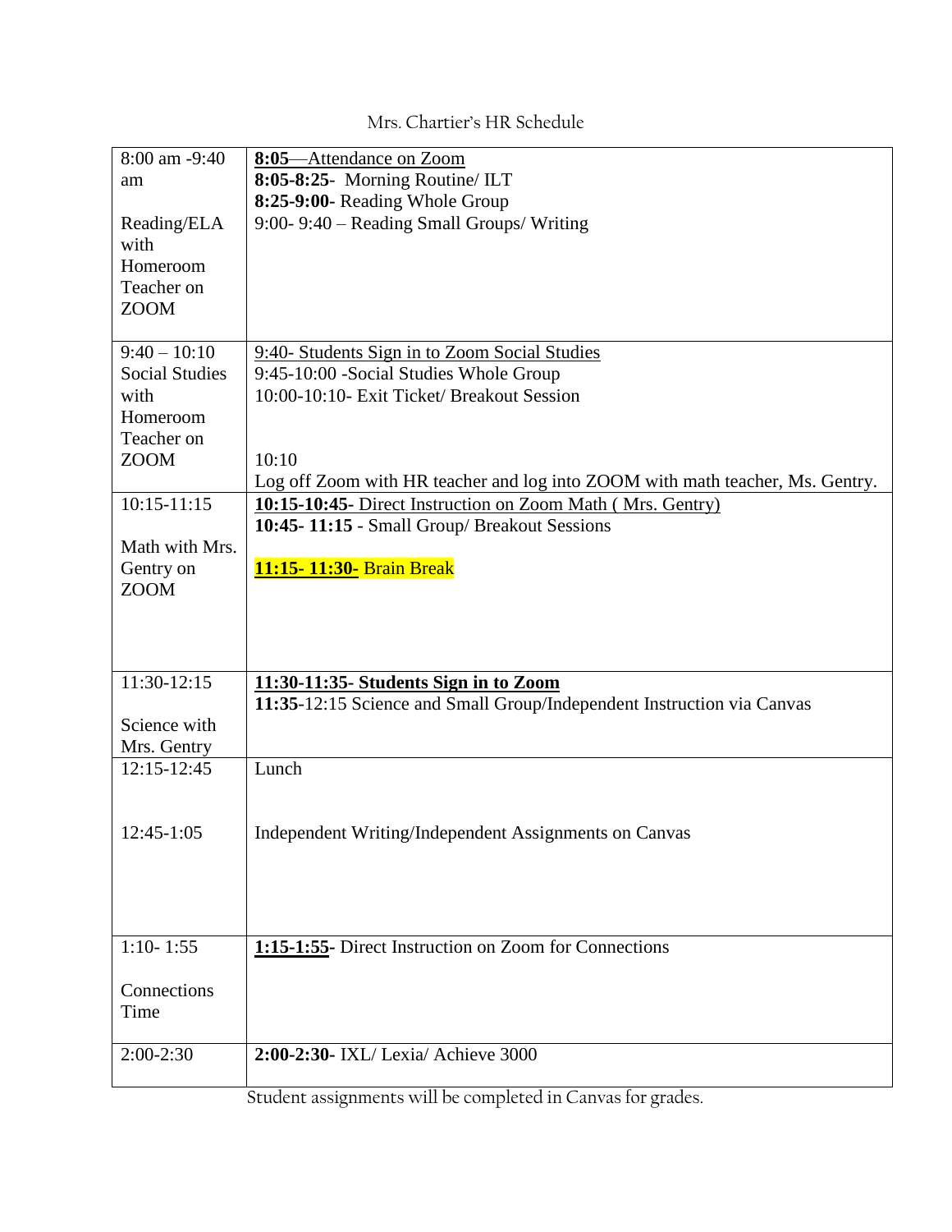Mrs. Chartier's HR Schedule

| | |
|---|---|
| 8:00 am -9:40 am<br><br>Reading/ELA with Homeroom Teacher on ZOOM | **8:05**—Attendance on Zoom<br>**8:05-8:25**- Morning Routine/ ILT<br>**8:25-9:00**- Reading Whole Group<br>9:00- 9:40 – Reading Small Groups/ Writing |
| 9:40 – 10:10<br>Social Studies with Homeroom Teacher on ZOOM | 9:40- Students Sign in to Zoom Social Studies<br>9:45-10:00 -Social Studies Whole Group<br>10:00-10:10- Exit Ticket/ Breakout Session<br><br>10:10<br>Log off Zoom with HR teacher and log into ZOOM with math teacher, Ms. Gentry. |
| 10:15-11:15<br><br>Math with Mrs. Gentry on ZOOM | **10:15-10:45**- Direct Instruction on Zoom Math ( Mrs. Gentry)<br>**10:45- 11:15** - Small Group/ Breakout Sessions<br><br>**11:15- 11:30-** Brain Break |
| 11:30-12:15<br><br>Science with Mrs. Gentry | **11:30-11:35- Students Sign in to Zoom**<br>**11:35**-12:15 Science and Small Group/Independent Instruction via Canvas |
| 12:15-12:45<br><br><br>12:45-1:05 | Lunch<br><br><br>Independent Writing/Independent Assignments on Canvas |
| 1:10- 1:55<br><br>Connections Time | **1:15-1:55**- Direct Instruction on Zoom for Connections |
| 2:00-2:30 | **2:00-2:30**- IXL/ Lexia/ Achieve 3000 |

Student assignments will be completed in Canvas for grades.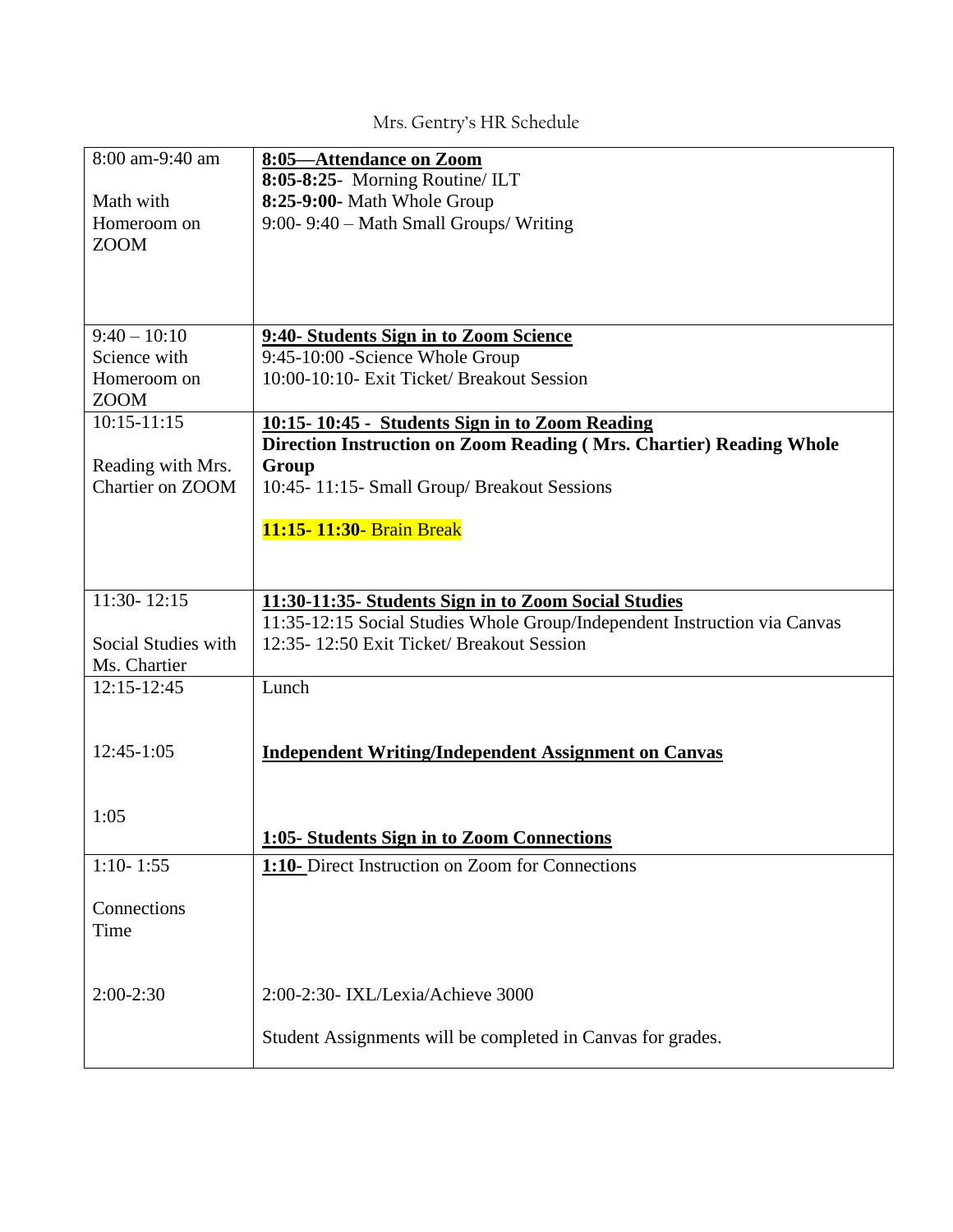# Mrs. Gentry's HR Schedule

| | |
|---|---|
| 8:00 am-9:40 am<br><br>Math with Homeroom on ZOOM | **8:05—Attendance on Zoom**<br>**8:05-8:25**- Morning Routine/ ILT<br>**8:25-9:00**- Math Whole Group<br>9:00- 9:40 – Math Small Groups/ Writing |
| 9:40 – 10:10<br>Science with Homeroom on ZOOM | **9:40- Students Sign in to Zoom Science**<br>9:45-10:00 -Science Whole Group<br>10:00-10:10- Exit Ticket/ Breakout Session |
| 10:15-11:15<br><br>Reading with Mrs. Chartier on ZOOM | **10:15- 10:45 - Students Sign in to Zoom Reading**<br>**Direction Instruction on Zoom Reading ( Mrs. Chartier) Reading Whole Group**<br>10:45- 11:15- Small Group/ Breakout Sessions<br><br>**11:15- 11:30**- Brain Break |
| 11:30- 12:15<br><br>Social Studies with Ms. Chartier | **11:30-11:35- Students Sign in to Zoom Social Studies**<br>11:35-12:15 Social Studies Whole Group/Independent Instruction via Canvas<br>12:35- 12:50 Exit Ticket/ Breakout Session |
| 12:15-12:45<br><br>12:45-1:05<br><br>1:05 | Lunch<br><br>**Independent Writing/Independent Assignment on Canvas**<br><br>**1:05- Students Sign in to Zoom Connections** |
| 1:10- 1:55<br><br>Connections Time<br><br>2:00-2:30 | **1:10-** Direct Instruction on Zoom for Connections<br><br>2:00-2:30- IXL/Lexia/Achieve 3000<br><br>Student Assignments will be completed in Canvas for grades. |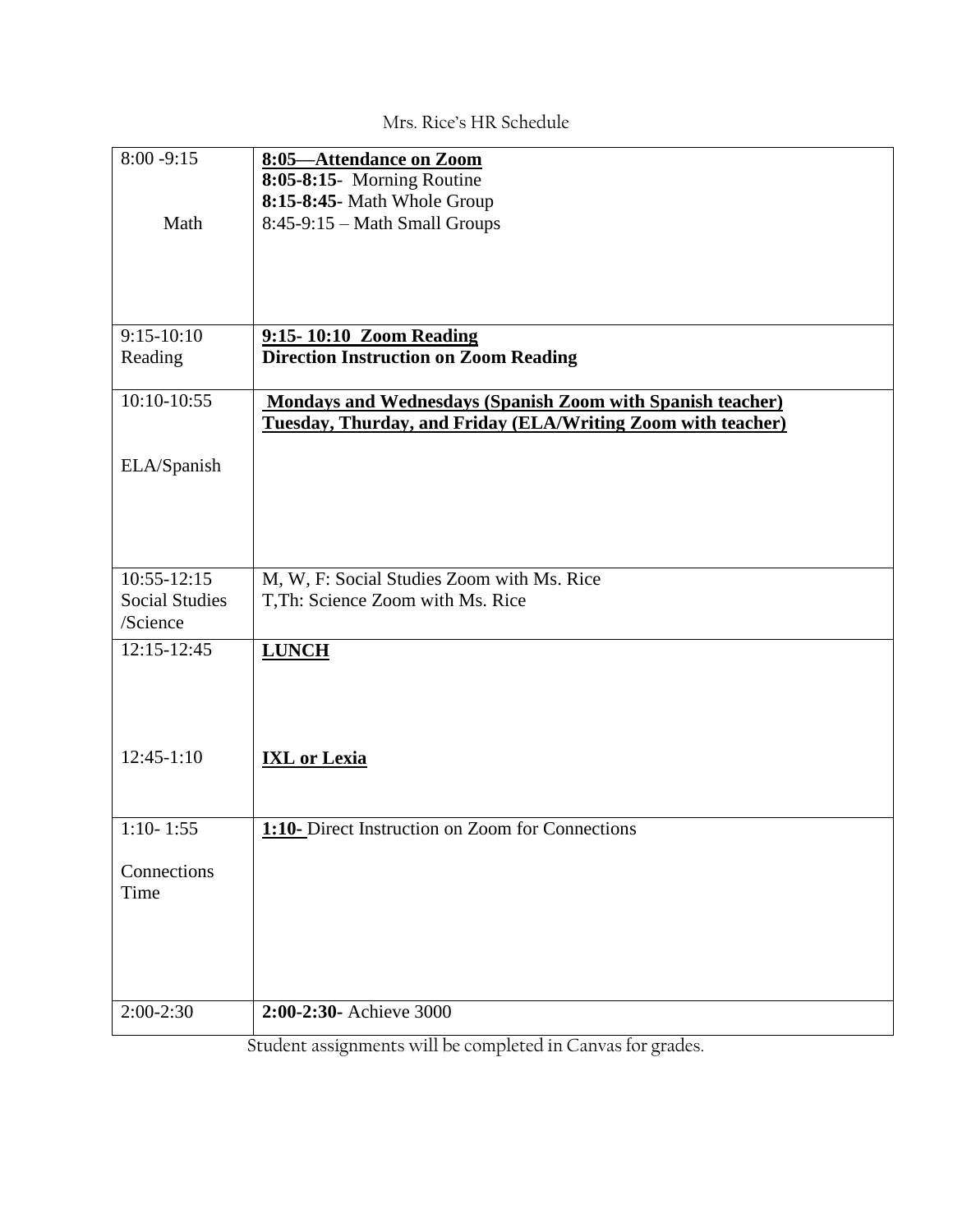Mrs. Rice's HR Schedule

| | |
|---|---|
| 8:00 -9:15<br><br>Math | **8:05—Attendance on Zoom**<br>**8:05-8:15**- Morning Routine<br>**8:15-8:45**- Math Whole Group<br>8:45-9:15 – Math Small Groups |
| 9:15-10:10<br>Reading | **9:15- 10:10 Zoom Reading**<br>**Direction Instruction on Zoom Reading** |
| 10:10-10:55<br><br>ELA/Spanish | **Mondays and Wednesdays (Spanish Zoom with Spanish teacher)**<br>**Tuesday, Thurday, and Friday (ELA/Writing Zoom with teacher)** |
| 10:55-12:15<br>Social Studies /Science | M, W, F: Social Studies Zoom with Ms. Rice<br>T,Th: Science Zoom with Ms. Rice |
| 12:15-12:45<br><br>12:45-1:10 | **LUNCH**<br><br>**IXL or Lexia** |
| 1:10- 1:55<br><br>Connections Time | **1:10-** Direct Instruction on Zoom for Connections |
| 2:00-2:30 | **2:00-2:30-** Achieve 3000 |

Student assignments will be completed in Canvas for grades.